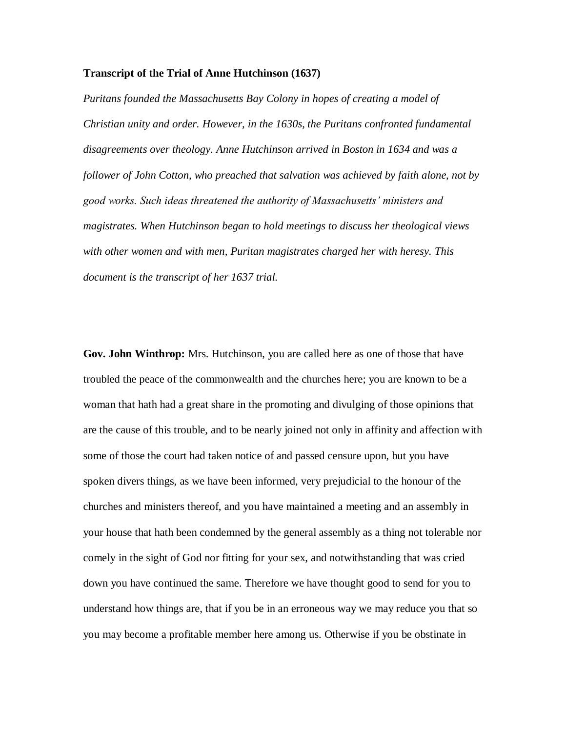**Transcript of the Trial of Anne Hutchinson (1637)**

*Puritans founded the Massachusetts Bay Colony in hopes of creating a model of Christian unity and order. However, in the 1630s, the Puritans confronted fundamental disagreements over theology. Anne Hutchinson arrived in Boston in 1634 and was a follower of John Cotton, who preached that salvation was achieved by faith alone, not by good works. Such ideas threatened the authority of Massachusetts' ministers and magistrates. When Hutchinson began to hold meetings to discuss her theological views with other women and with men, Puritan magistrates charged her with heresy. This document is the transcript of her 1637 trial.*

**Gov. John Winthrop:** Mrs. Hutchinson, you are called here as one of those that have troubled the peace of the commonwealth and the churches here; you are known to be a woman that hath had a great share in the promoting and divulging of those opinions that are the cause of this trouble, and to be nearly joined not only in affinity and affection with some of those the court had taken notice of and passed censure upon, but you have spoken divers things, as we have been informed, very prejudicial to the honour of the churches and ministers thereof, and you have maintained a meeting and an assembly in your house that hath been condemned by the general assembly as a thing not tolerable nor comely in the sight of God nor fitting for your sex, and notwithstanding that was cried down you have continued the same. Therefore we have thought good to send for you to understand how things are, that if you be in an erroneous way we may reduce you that so you may become a profitable member here among us. Otherwise if you be obstinate in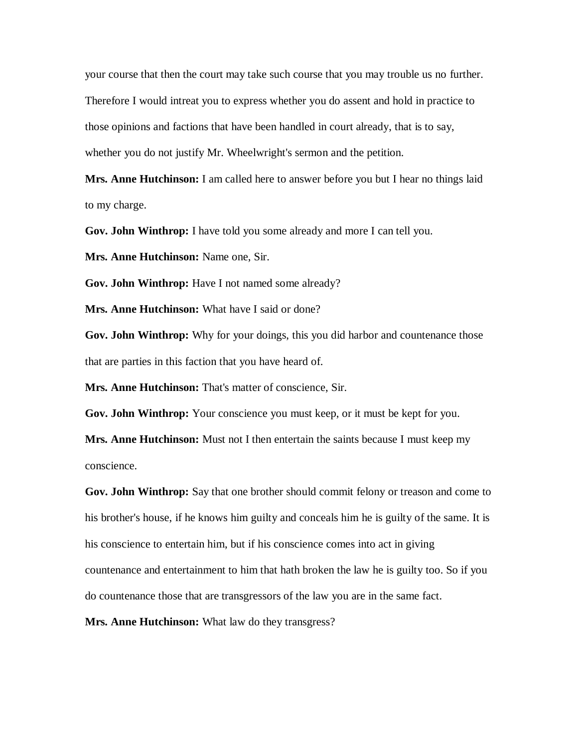your course that then the court may take such course that you may trouble us no further. Therefore I would intreat you to express whether you do assent and hold in practice to those opinions and factions that have been handled in court already, that is to say, whether you do not justify Mr. Wheelwright's sermon and the petition.

**Mrs. Anne Hutchinson:** I am called here to answer before you but I hear no things laid to my charge.

**Gov. John Winthrop:** I have told you some already and more I can tell you.

**Mrs. Anne Hutchinson:** Name one, Sir.

**Gov. John Winthrop:** Have I not named some already?

**Mrs. Anne Hutchinson:** What have I said or done?

**Gov. John Winthrop:** Why for your doings, this you did harbor and countenance those that are parties in this faction that you have heard of.

**Mrs. Anne Hutchinson:** That's matter of conscience, Sir.

**Gov. John Winthrop:** Your conscience you must keep, or it must be kept for you.

**Mrs. Anne Hutchinson:** Must not I then entertain the saints because I must keep my conscience.

**Gov. John Winthrop:** Say that one brother should commit felony or treason and come to his brother's house, if he knows him guilty and conceals him he is guilty of the same. It is his conscience to entertain him, but if his conscience comes into act in giving countenance and entertainment to him that hath broken the law he is guilty too. So if you do countenance those that are transgressors of the law you are in the same fact.

**Mrs. Anne Hutchinson:** What law do they transgress?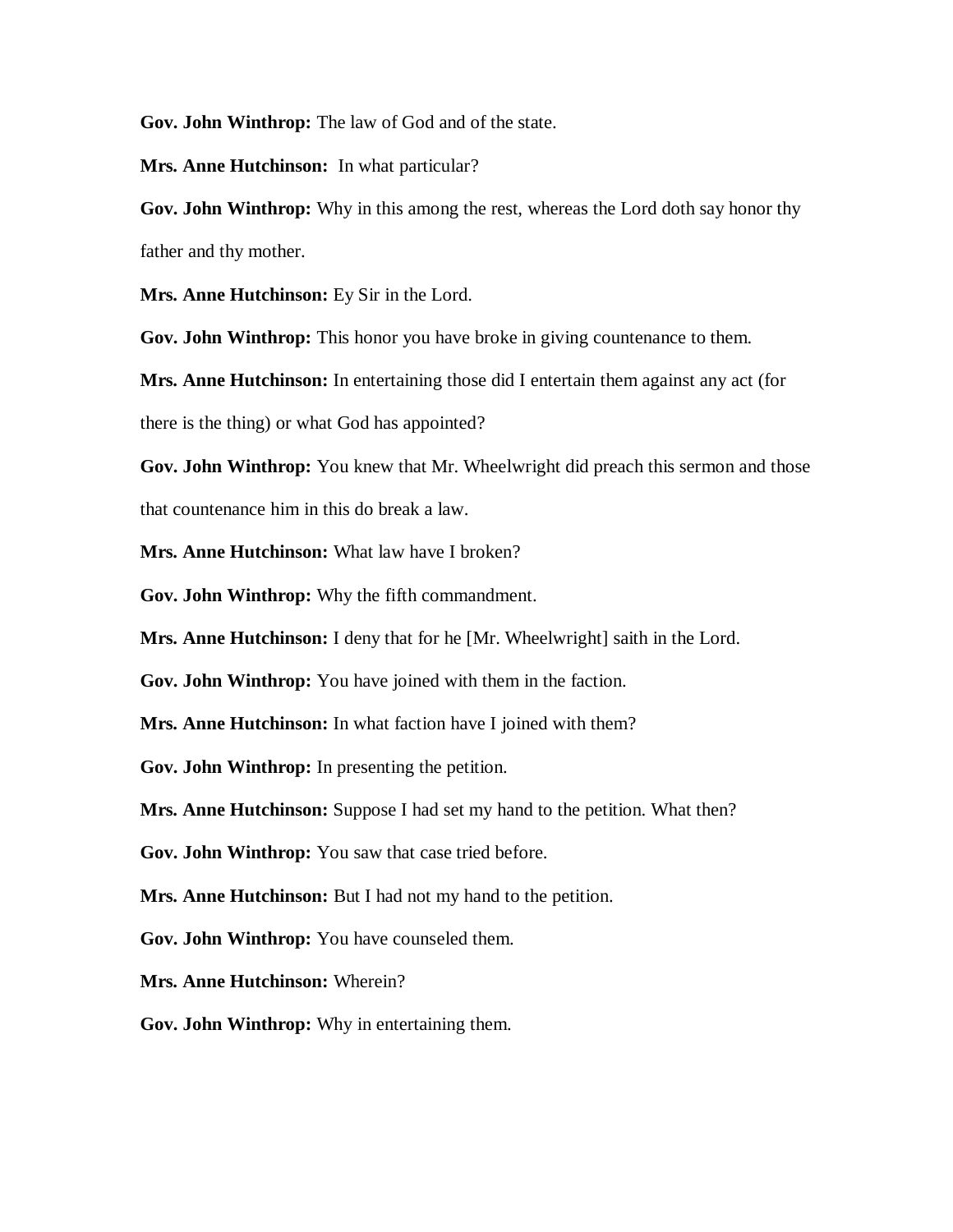**Gov. John Winthrop:** The law of God and of the state.

**Mrs. Anne Hutchinson:** In what particular?

**Gov. John Winthrop:** Why in this among the rest, whereas the Lord doth say honor thy father and thy mother.

**Mrs. Anne Hutchinson:** Ey Sir in the Lord.

**Gov. John Winthrop:** This honor you have broke in giving countenance to them.

**Mrs. Anne Hutchinson:** In entertaining those did I entertain them against any act (for there is the thing) or what God has appointed?

**Gov. John Winthrop:** You knew that Mr. Wheelwright did preach this sermon and those that countenance him in this do break a law.

**Mrs. Anne Hutchinson:** What law have I broken?

**Gov. John Winthrop:** Why the fifth commandment.

**Mrs. Anne Hutchinson:** I deny that for he [Mr. Wheelwright] saith in the Lord.

**Gov. John Winthrop:** You have joined with them in the faction.

**Mrs. Anne Hutchinson:** In what faction have I joined with them?

**Gov. John Winthrop:** In presenting the petition.

**Mrs. Anne Hutchinson:** Suppose I had set my hand to the petition. What then?

**Gov. John Winthrop:** You saw that case tried before.

**Mrs. Anne Hutchinson:** But I had not my hand to the petition.

**Gov. John Winthrop:** You have counseled them.

**Mrs. Anne Hutchinson:** Wherein?

**Gov. John Winthrop:** Why in entertaining them.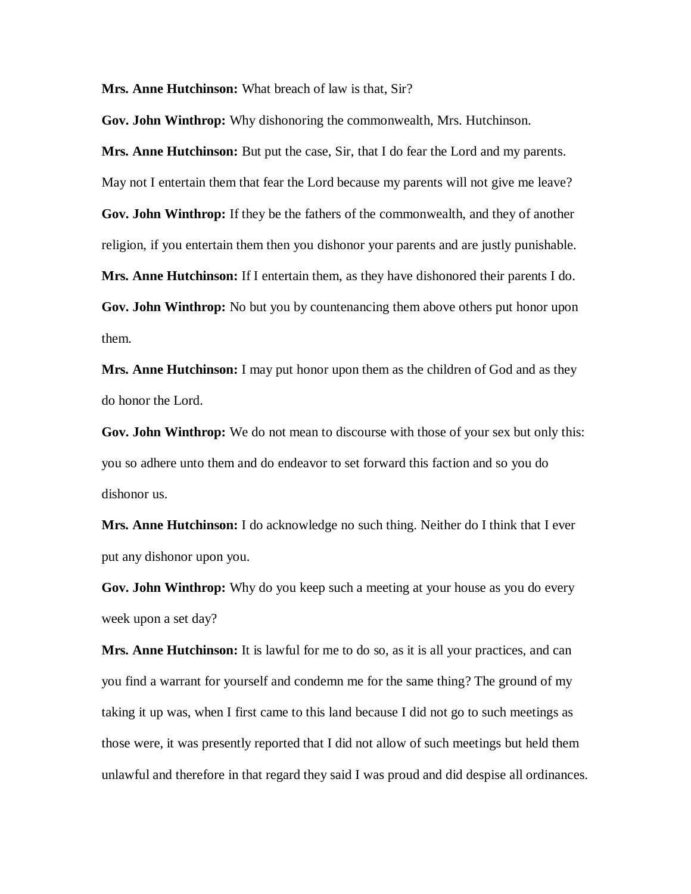**Mrs. Anne Hutchinson:** What breach of law is that, Sir?

**Gov. John Winthrop:** Why dishonoring the commonwealth, Mrs. Hutchinson.

**Mrs. Anne Hutchinson:** But put the case, Sir, that I do fear the Lord and my parents. May not I entertain them that fear the Lord because my parents will not give me leave?

**Gov. John Winthrop:** If they be the fathers of the commonwealth, and they of another religion, if you entertain them then you dishonor your parents and are justly punishable.

**Mrs. Anne Hutchinson:** If I entertain them, as they have dishonored their parents I do.

**Gov. John Winthrop:** No but you by countenancing them above others put honor upon them.

**Mrs. Anne Hutchinson:** I may put honor upon them as the children of God and as they do honor the Lord.

**Gov. John Winthrop:** We do not mean to discourse with those of your sex but only this: you so adhere unto them and do endeavor to set forward this faction and so you do dishonor us.

**Mrs. Anne Hutchinson:** I do acknowledge no such thing. Neither do I think that I ever put any dishonor upon you.

**Gov. John Winthrop:** Why do you keep such a meeting at your house as you do every week upon a set day?

**Mrs. Anne Hutchinson:** It is lawful for me to do so, as it is all your practices, and can you find a warrant for yourself and condemn me for the same thing? The ground of my taking it up was, when I first came to this land because I did not go to such meetings as those were, it was presently reported that I did not allow of such meetings but held them unlawful and therefore in that regard they said I was proud and did despise all ordinances.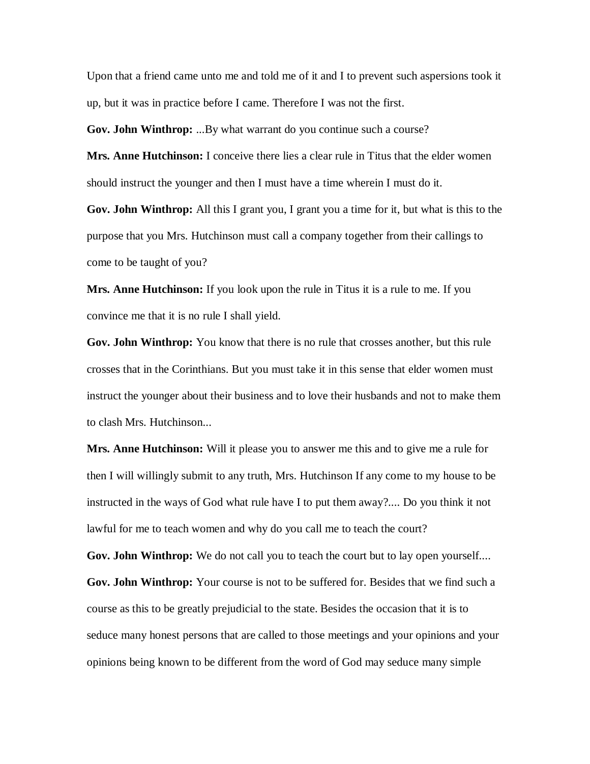Upon that a friend came unto me and told me of it and I to prevent such aspersions took it up, but it was in practice before I came. Therefore I was not the first.

**Gov. John Winthrop:** ...By what warrant do you continue such a course?

**Mrs. Anne Hutchinson:** I conceive there lies a clear rule in Titus that the elder women should instruct the younger and then I must have a time wherein I must do it.

**Gov. John Winthrop:** All this I grant you, I grant you a time for it, but what is this to the purpose that you Mrs. Hutchinson must call a company together from their callings to come to be taught of you?

**Mrs. Anne Hutchinson:** If you look upon the rule in Titus it is a rule to me. If you convince me that it is no rule I shall yield.

**Gov. John Winthrop:** You know that there is no rule that crosses another, but this rule crosses that in the Corinthians. But you must take it in this sense that elder women must instruct the younger about their business and to love their husbands and not to make them to clash Mrs. Hutchinson...

**Mrs. Anne Hutchinson:** Will it please you to answer me this and to give me a rule for then I will willingly submit to any truth, Mrs. Hutchinson If any come to my house to be instructed in the ways of God what rule have I to put them away?.... Do you think it not lawful for me to teach women and why do you call me to teach the court?

**Gov. John Winthrop:** We do not call you to teach the court but to lay open yourself....

**Gov. John Winthrop:** Your course is not to be suffered for. Besides that we find such a course as this to be greatly prejudicial to the state. Besides the occasion that it is to seduce many honest persons that are called to those meetings and your opinions and your opinions being known to be different from the word of God may seduce many simple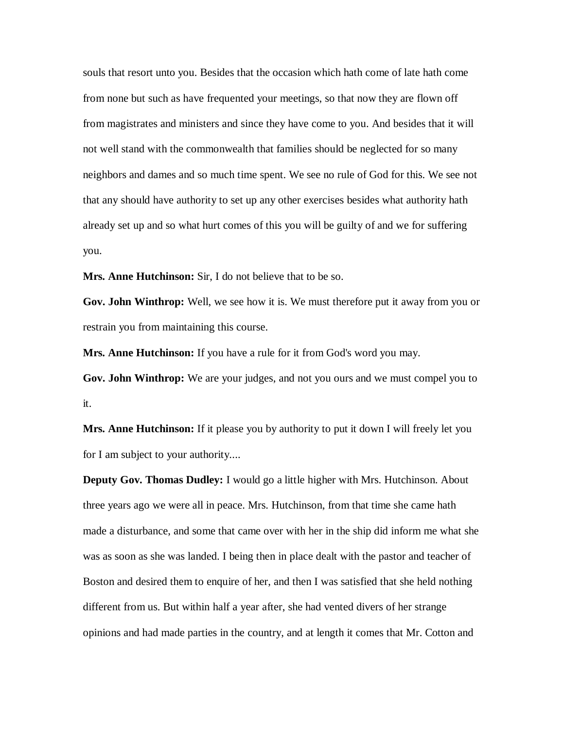souls that resort unto you. Besides that the occasion which hath come of late hath come from none but such as have frequented your meetings, so that now they are flown off from magistrates and ministers and since they have come to you. And besides that it will not well stand with the commonwealth that families should be neglected for so many neighbors and dames and so much time spent. We see no rule of God for this. We see not that any should have authority to set up any other exercises besides what authority hath already set up and so what hurt comes of this you will be guilty of and we for suffering you.

**Mrs. Anne Hutchinson:** Sir, I do not believe that to be so.

**Gov. John Winthrop:** Well, we see how it is. We must therefore put it away from you or restrain you from maintaining this course.

**Mrs. Anne Hutchinson:** If you have a rule for it from God's word you may.

**Gov. John Winthrop:** We are your judges, and not you ours and we must compel you to it.

**Mrs. Anne Hutchinson:** If it please you by authority to put it down I will freely let you for I am subject to your authority....

**Deputy Gov. Thomas Dudley:** I would go a little higher with Mrs. Hutchinson. About three years ago we were all in peace. Mrs. Hutchinson, from that time she came hath made a disturbance, and some that came over with her in the ship did inform me what she was as soon as she was landed. I being then in place dealt with the pastor and teacher of Boston and desired them to enquire of her, and then I was satisfied that she held nothing different from us. But within half a year after, she had vented divers of her strange opinions and had made parties in the country, and at length it comes that Mr. Cotton and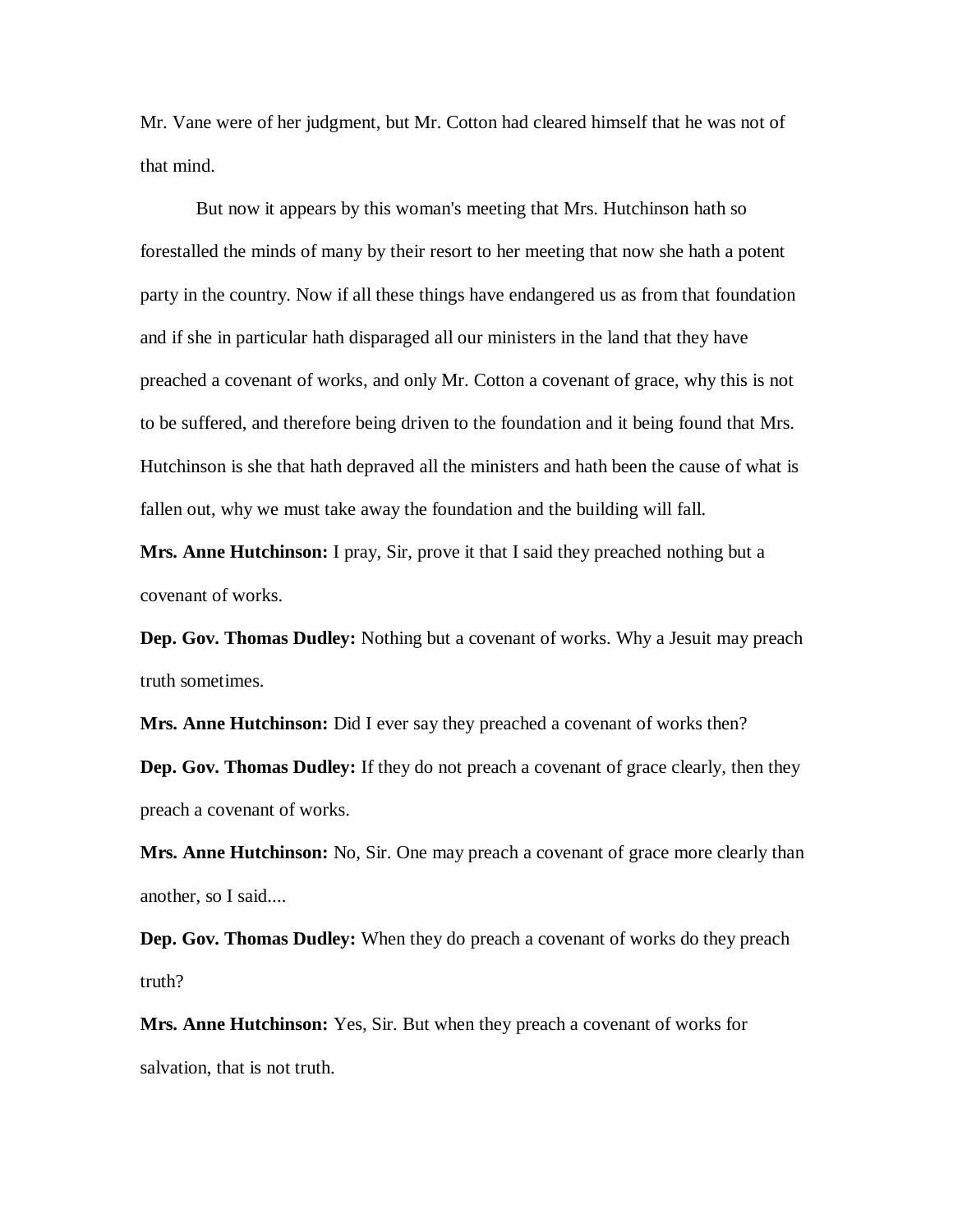Mr. Vane were of her judgment, but Mr. Cotton had cleared himself that he was not of that mind.

But now it appears by this woman's meeting that Mrs. Hutchinson hath so forestalled the minds of many by their resort to her meeting that now she hath a potent party in the country. Now if all these things have endangered us as from that foundation and if she in particular hath disparaged all our ministers in the land that they have preached a covenant of works, and only Mr. Cotton a covenant of grace, why this is not to be suffered, and therefore being driven to the foundation and it being found that Mrs. Hutchinson is she that hath depraved all the ministers and hath been the cause of what is fallen out, why we must take away the foundation and the building will fall.

**Mrs. Anne Hutchinson:** I pray, Sir, prove it that I said they preached nothing but a covenant of works.

**Dep. Gov. Thomas Dudley:** Nothing but a covenant of works. Why a Jesuit may preach truth sometimes.

**Mrs. Anne Hutchinson:** Did I ever say they preached a covenant of works then?

**Dep. Gov. Thomas Dudley:** If they do not preach a covenant of grace clearly, then they preach a covenant of works.

**Mrs. Anne Hutchinson:** No, Sir. One may preach a covenant of grace more clearly than another, so I said....

**Dep. Gov. Thomas Dudley:** When they do preach a covenant of works do they preach truth?

**Mrs. Anne Hutchinson:** Yes, Sir. But when they preach a covenant of works for salvation, that is not truth.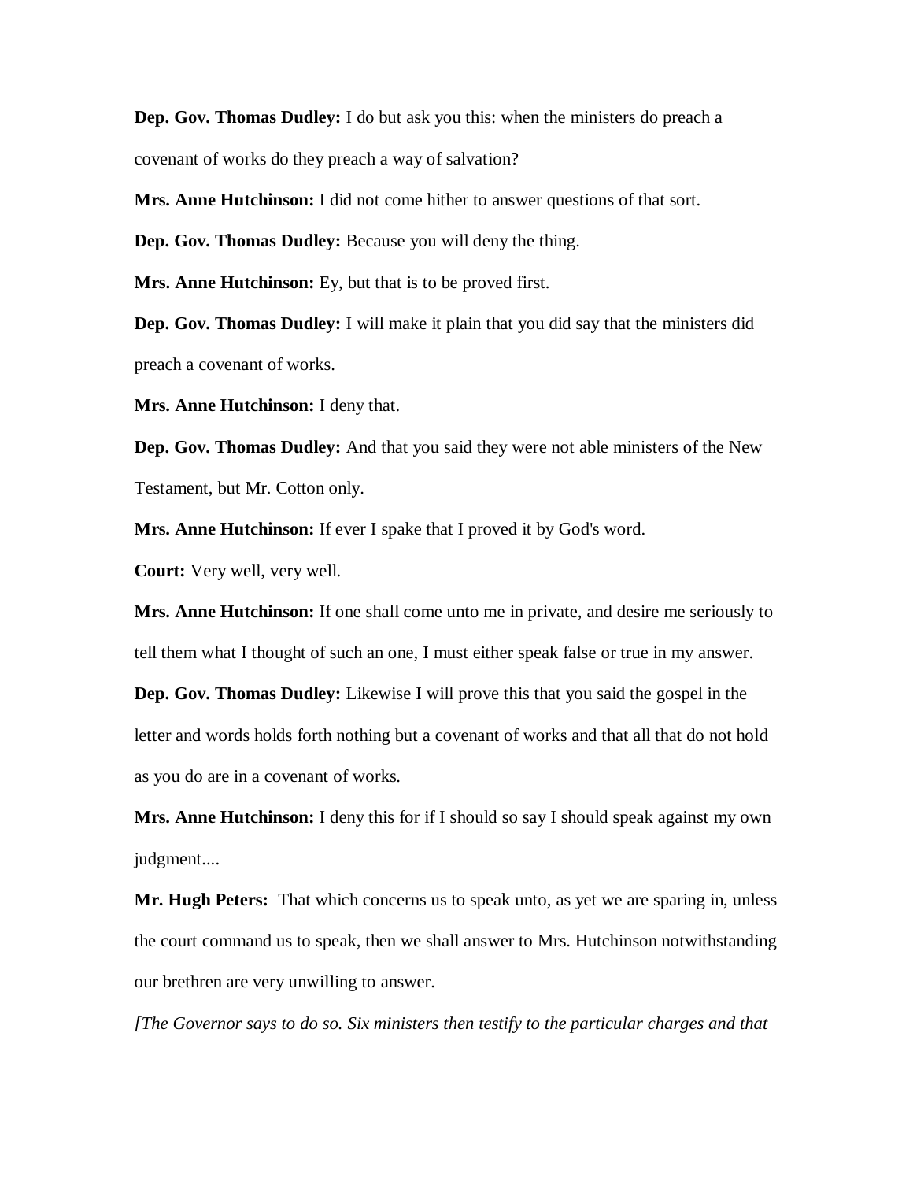**Dep. Gov. Thomas Dudley:** I do but ask you this: when the ministers do preach a covenant of works do they preach a way of salvation?

**Mrs. Anne Hutchinson:** I did not come hither to answer questions of that sort.

**Dep. Gov. Thomas Dudley:** Because you will deny the thing.

**Mrs. Anne Hutchinson:** Ey, but that is to be proved first.

**Dep. Gov. Thomas Dudley:** I will make it plain that you did say that the ministers did preach a covenant of works.

**Mrs. Anne Hutchinson:** I deny that.

**Dep. Gov. Thomas Dudley:** And that you said they were not able ministers of the New Testament, but Mr. Cotton only.

**Mrs. Anne Hutchinson:** If ever I spake that I proved it by God's word.

**Court:** Very well, very well.

**Mrs. Anne Hutchinson:** If one shall come unto me in private, and desire me seriously to tell them what I thought of such an one, I must either speak false or true in my answer.

**Dep. Gov. Thomas Dudley:** Likewise I will prove this that you said the gospel in the letter and words holds forth nothing but a covenant of works and that all that do not hold as you do are in a covenant of works.

**Mrs. Anne Hutchinson:** I deny this for if I should so say I should speak against my own judgment....

**Mr. Hugh Peters:** That which concerns us to speak unto, as yet we are sparing in, unless the court command us to speak, then we shall answer to Mrs. Hutchinson notwithstanding our brethren are very unwilling to answer.

*[The Governor says to do so. Six ministers then testify to the particular charges and that*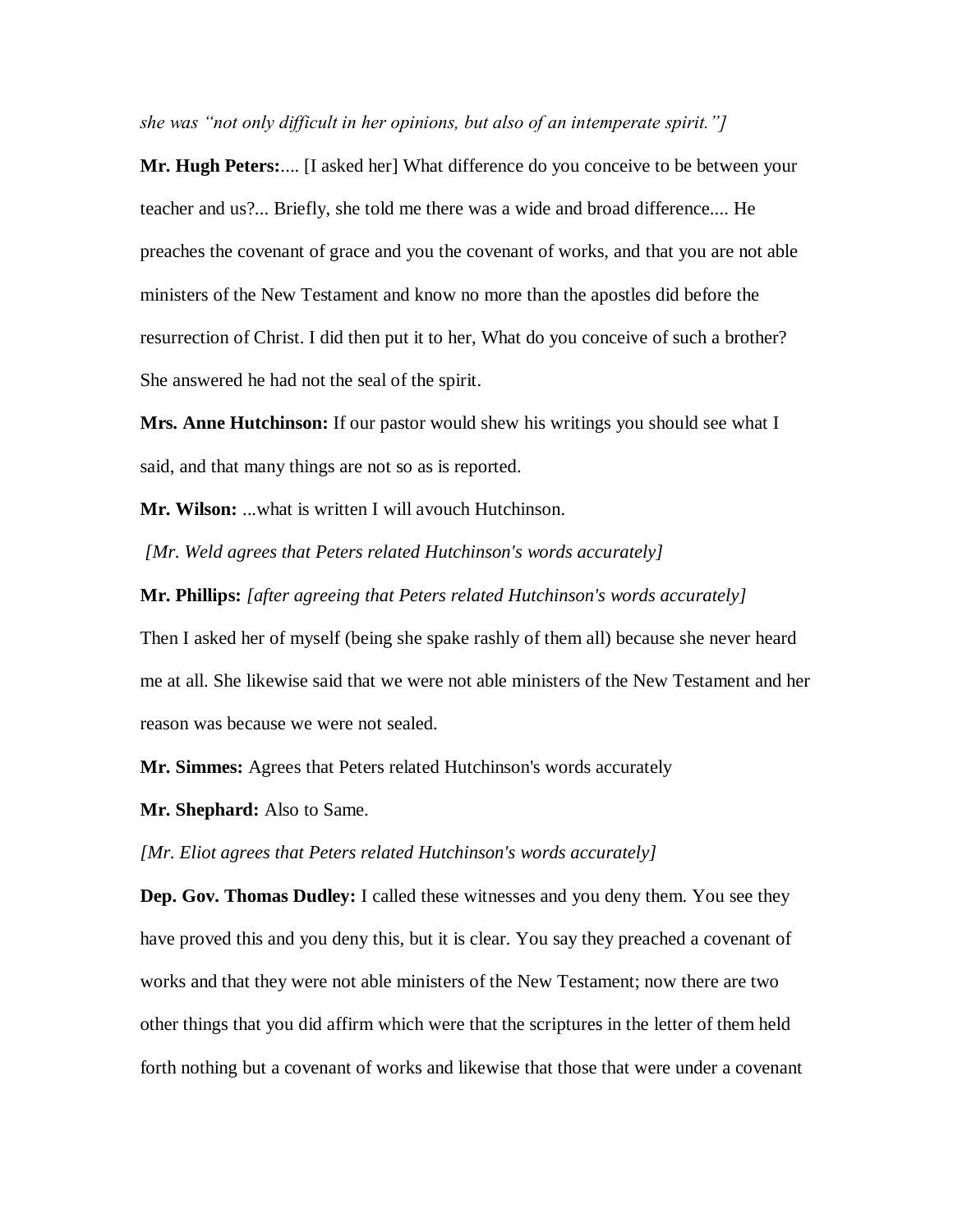*she was "not only difficult in her opinions, but also of an intemperate spirit."]*

**Mr. Hugh Peters:**.... [I asked her] What difference do you conceive to be between your teacher and us?... Briefly, she told me there was a wide and broad difference.... He preaches the covenant of grace and you the covenant of works, and that you are not able ministers of the New Testament and know no more than the apostles did before the resurrection of Christ. I did then put it to her, What do you conceive of such a brother? She answered he had not the seal of the spirit.

**Mrs. Anne Hutchinson:** If our pastor would shew his writings you should see what I said, and that many things are not so as is reported.

**Mr. Wilson:** ...what is written I will avouch Hutchinson.

*[Mr. Weld agrees that Peters related Hutchinson's words accurately]*

**Mr. Phillips:** *[after agreeing that Peters related Hutchinson's words accurately]* Then I asked her of myself (being she spake rashly of them all) because she never heard me at all. She likewise said that we were not able ministers of the New Testament and her reason was because we were not sealed.

**Mr. Simmes:** Agrees that Peters related Hutchinson's words accurately

**Mr. Shephard:** Also to Same.

*[Mr. Eliot agrees that Peters related Hutchinson's words accurately]*

**Dep. Gov. Thomas Dudley:** I called these witnesses and you deny them. You see they have proved this and you deny this, but it is clear. You say they preached a covenant of works and that they were not able ministers of the New Testament; now there are two other things that you did affirm which were that the scriptures in the letter of them held forth nothing but a covenant of works and likewise that those that were under a covenant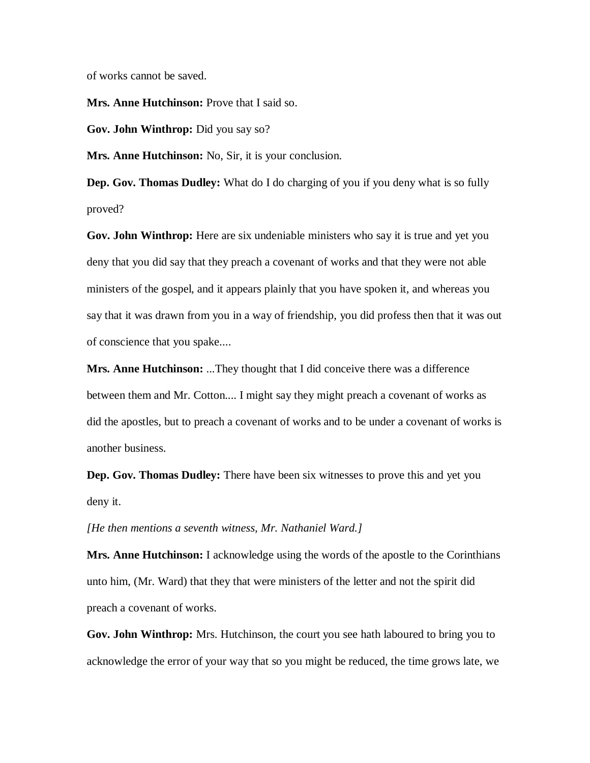of works cannot be saved.

**Mrs. Anne Hutchinson:** Prove that I said so.

**Gov. John Winthrop:** Did you say so?

**Mrs. Anne Hutchinson:** No, Sir, it is your conclusion.

**Dep. Gov. Thomas Dudley:** What do I do charging of you if you deny what is so fully proved?

**Gov. John Winthrop:** Here are six undeniable ministers who say it is true and yet you deny that you did say that they preach a covenant of works and that they were not able ministers of the gospel, and it appears plainly that you have spoken it, and whereas you say that it was drawn from you in a way of friendship, you did profess then that it was out of conscience that you spake....

**Mrs. Anne Hutchinson:** ...They thought that I did conceive there was a difference between them and Mr. Cotton.... I might say they might preach a covenant of works as did the apostles, but to preach a covenant of works and to be under a covenant of works is another business.

**Dep. Gov. Thomas Dudley:** There have been six witnesses to prove this and yet you deny it.

*[He then mentions a seventh witness, Mr. Nathaniel Ward.]*

**Mrs. Anne Hutchinson:** I acknowledge using the words of the apostle to the Corinthians unto him, (Mr. Ward) that they that were ministers of the letter and not the spirit did preach a covenant of works.

**Gov. John Winthrop:** Mrs. Hutchinson, the court you see hath laboured to bring you to acknowledge the error of your way that so you might be reduced, the time grows late, we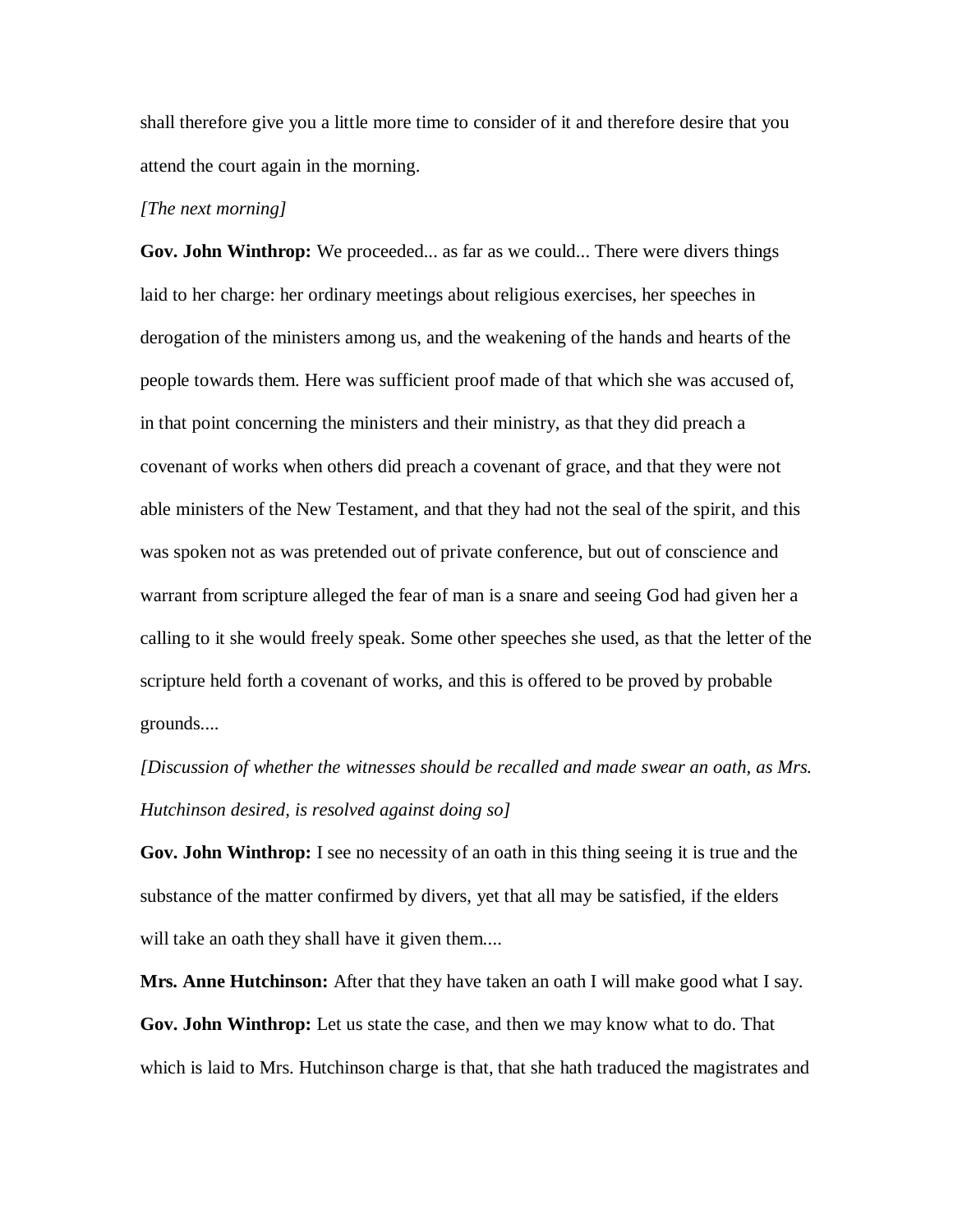shall therefore give you a little more time to consider of it and therefore desire that you attend the court again in the morning.

*[The next morning]*

**Gov. John Winthrop:** We proceeded... as far as we could... There were divers things laid to her charge: her ordinary meetings about religious exercises, her speeches in derogation of the ministers among us, and the weakening of the hands and hearts of the people towards them. Here was sufficient proof made of that which she was accused of, in that point concerning the ministers and their ministry, as that they did preach a covenant of works when others did preach a covenant of grace, and that they were not able ministers of the New Testament, and that they had not the seal of the spirit, and this was spoken not as was pretended out of private conference, but out of conscience and warrant from scripture alleged the fear of man is a snare and seeing God had given her a calling to it she would freely speak. Some other speeches she used, as that the letter of the scripture held forth a covenant of works, and this is offered to be proved by probable grounds....

*[Discussion of whether the witnesses should be recalled and made swear an oath, as Mrs. Hutchinson desired, is resolved against doing so]*

**Gov. John Winthrop:** I see no necessity of an oath in this thing seeing it is true and the substance of the matter confirmed by divers, yet that all may be satisfied, if the elders will take an oath they shall have it given them....

**Mrs. Anne Hutchinson:** After that they have taken an oath I will make good what I say.

**Gov. John Winthrop:** Let us state the case, and then we may know what to do. That which is laid to Mrs. Hutchinson charge is that, that she hath traduced the magistrates and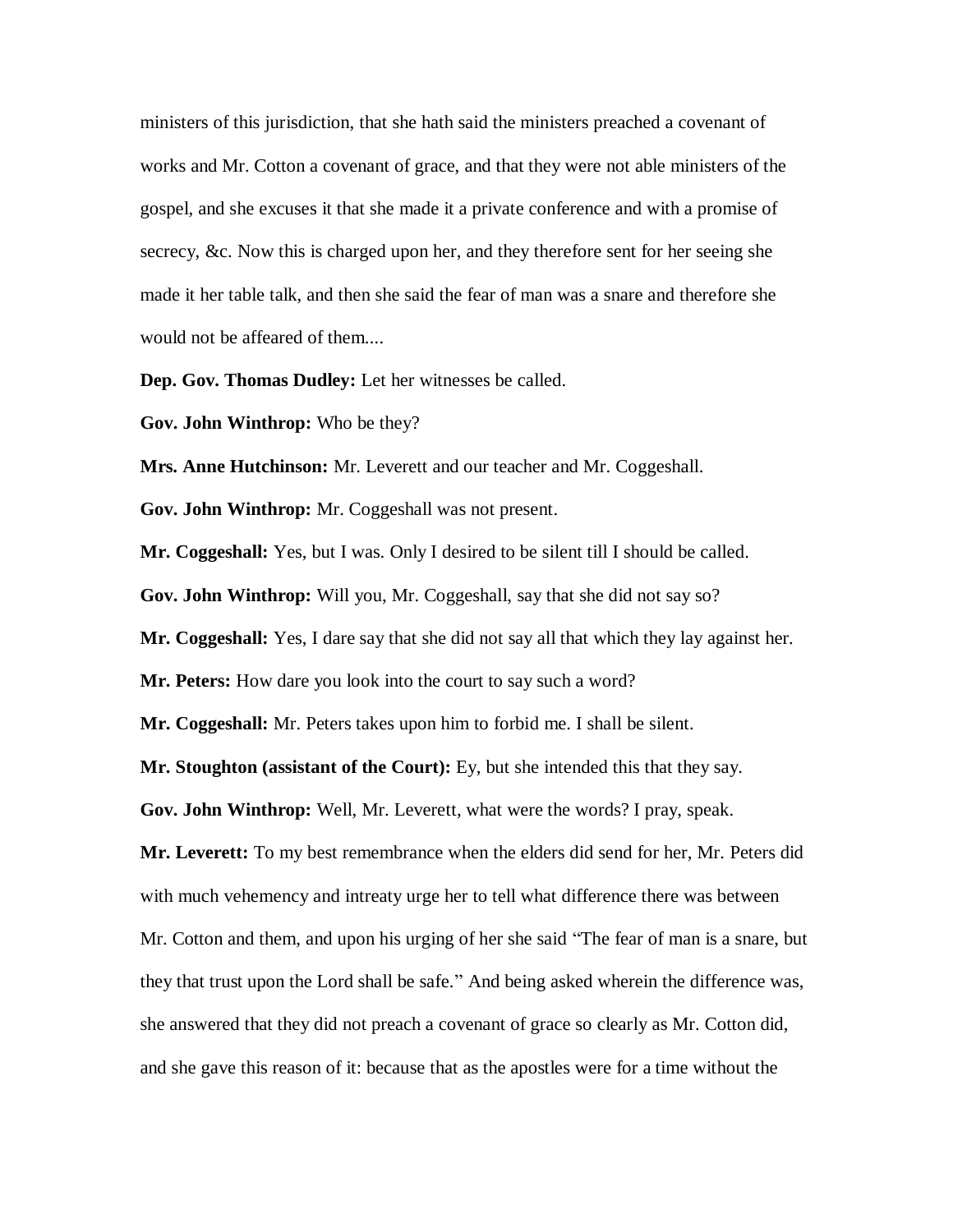ministers of this jurisdiction, that she hath said the ministers preached a covenant of works and Mr. Cotton a covenant of grace, and that they were not able ministers of the gospel, and she excuses it that she made it a private conference and with a promise of secrecy, &c. Now this is charged upon her, and they therefore sent for her seeing she made it her table talk, and then she said the fear of man was a snare and therefore she would not be affeared of them....

**Dep. Gov. Thomas Dudley:** Let her witnesses be called.

**Gov. John Winthrop:** Who be they?

**Mrs. Anne Hutchinson:** Mr. Leverett and our teacher and Mr. Coggeshall.

**Gov. John Winthrop:** Mr. Coggeshall was not present.

**Mr. Coggeshall:** Yes, but I was. Only I desired to be silent till I should be called.

**Gov. John Winthrop:** Will you, Mr. Coggeshall, say that she did not say so?

**Mr. Coggeshall:** Yes, I dare say that she did not say all that which they lay against her.

**Mr. Peters:** How dare you look into the court to say such a word?

**Mr. Coggeshall:** Mr. Peters takes upon him to forbid me. I shall be silent.

**Mr. Stoughton (assistant of the Court):** Ey, but she intended this that they say.

**Gov. John Winthrop:** Well, Mr. Leverett, what were the words? I pray, speak.

**Mr. Leverett:** To my best remembrance when the elders did send for her, Mr. Peters did with much vehemency and intreaty urge her to tell what difference there was between Mr. Cotton and them, and upon his urging of her she said "The fear of man is a snare, but they that trust upon the Lord shall be safe." And being asked wherein the difference was, she answered that they did not preach a covenant of grace so clearly as Mr. Cotton did, and she gave this reason of it: because that as the apostles were for a time without the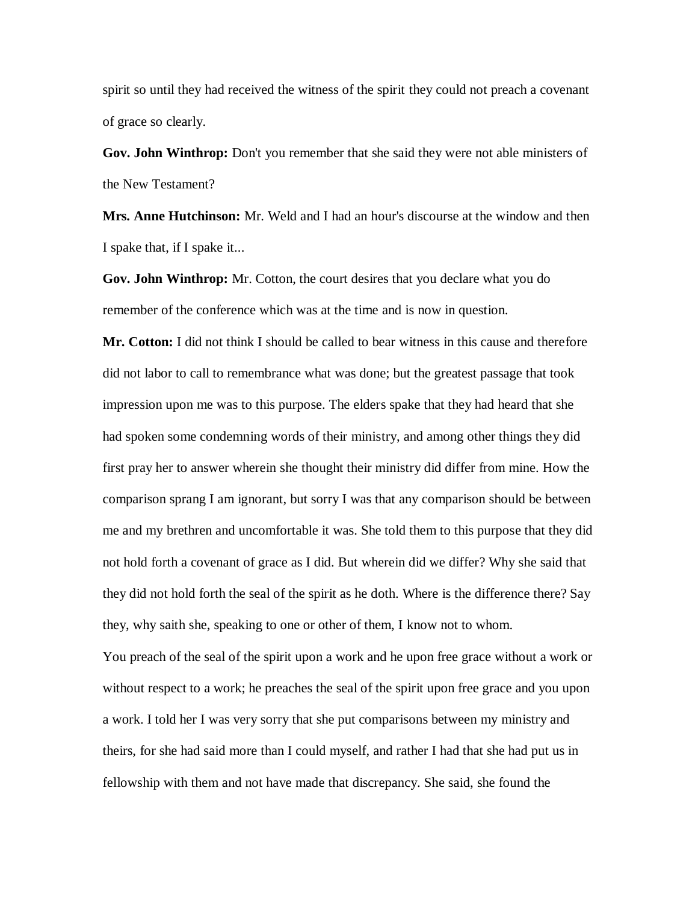spirit so until they had received the witness of the spirit they could not preach a covenant of grace so clearly.

**Gov. John Winthrop:** Don't you remember that she said they were not able ministers of the New Testament?

**Mrs. Anne Hutchinson:** Mr. Weld and I had an hour's discourse at the window and then I spake that, if I spake it...

**Gov. John Winthrop:** Mr. Cotton, the court desires that you declare what you do remember of the conference which was at the time and is now in question.

**Mr. Cotton:** I did not think I should be called to bear witness in this cause and therefore did not labor to call to remembrance what was done; but the greatest passage that took impression upon me was to this purpose. The elders spake that they had heard that she had spoken some condemning words of their ministry, and among other things they did first pray her to answer wherein she thought their ministry did differ from mine. How the comparison sprang I am ignorant, but sorry I was that any comparison should be between me and my brethren and uncomfortable it was. She told them to this purpose that they did not hold forth a covenant of grace as I did. But wherein did we differ? Why she said that they did not hold forth the seal of the spirit as he doth. Where is the difference there? Say they, why saith she, speaking to one or other of them, I know not to whom.

You preach of the seal of the spirit upon a work and he upon free grace without a work or without respect to a work; he preaches the seal of the spirit upon free grace and you upon a work. I told her I was very sorry that she put comparisons between my ministry and theirs, for she had said more than I could myself, and rather I had that she had put us in fellowship with them and not have made that discrepancy. She said, she found the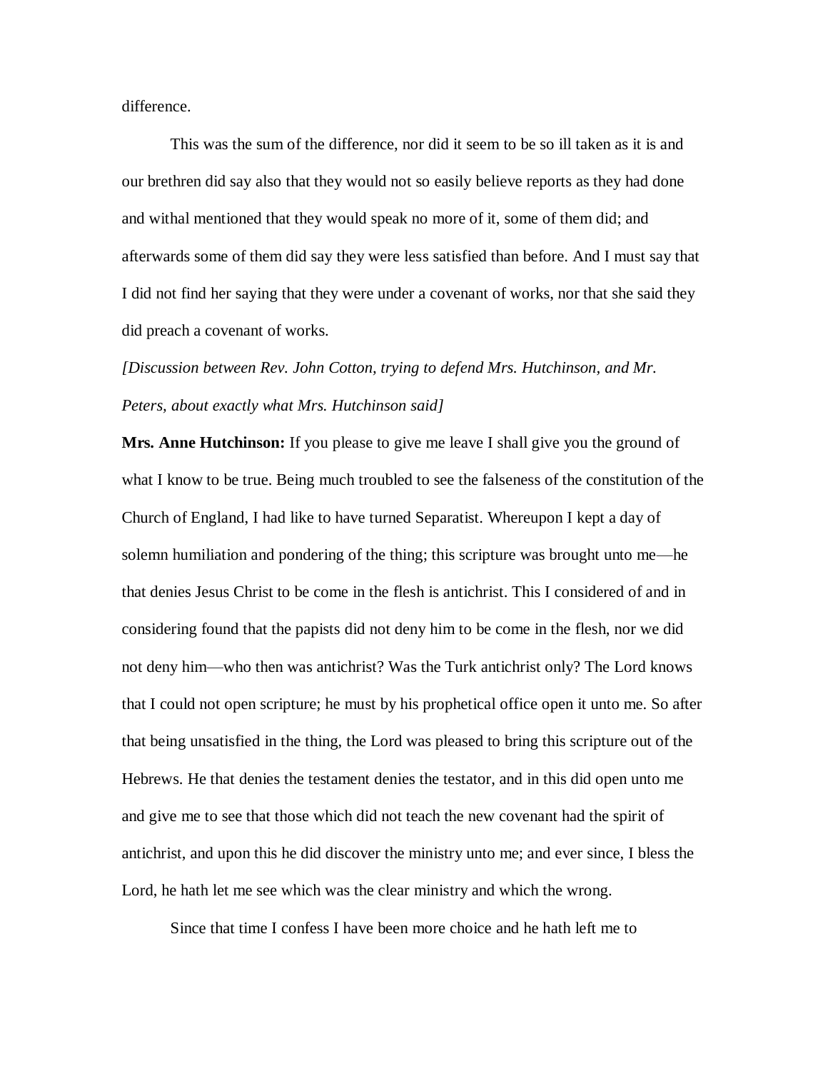difference.

This was the sum of the difference, nor did it seem to be so ill taken as it is and our brethren did say also that they would not so easily believe reports as they had done and withal mentioned that they would speak no more of it, some of them did; and afterwards some of them did say they were less satisfied than before. And I must say that I did not find her saying that they were under a covenant of works, nor that she said they did preach a covenant of works.

*[Discussion between Rev. John Cotton, trying to defend Mrs. Hutchinson, and Mr. Peters, about exactly what Mrs. Hutchinson said]*

**Mrs. Anne Hutchinson:** If you please to give me leave I shall give you the ground of what I know to be true. Being much troubled to see the falseness of the constitution of the Church of England, I had like to have turned Separatist. Whereupon I kept a day of solemn humiliation and pondering of the thing; this scripture was brought unto me—he that denies Jesus Christ to be come in the flesh is antichrist. This I considered of and in considering found that the papists did not deny him to be come in the flesh, nor we did not deny him—who then was antichrist? Was the Turk antichrist only? The Lord knows that I could not open scripture; he must by his prophetical office open it unto me. So after that being unsatisfied in the thing, the Lord was pleased to bring this scripture out of the Hebrews. He that denies the testament denies the testator, and in this did open unto me and give me to see that those which did not teach the new covenant had the spirit of antichrist, and upon this he did discover the ministry unto me; and ever since, I bless the Lord, he hath let me see which was the clear ministry and which the wrong.

Since that time I confess I have been more choice and he hath left me to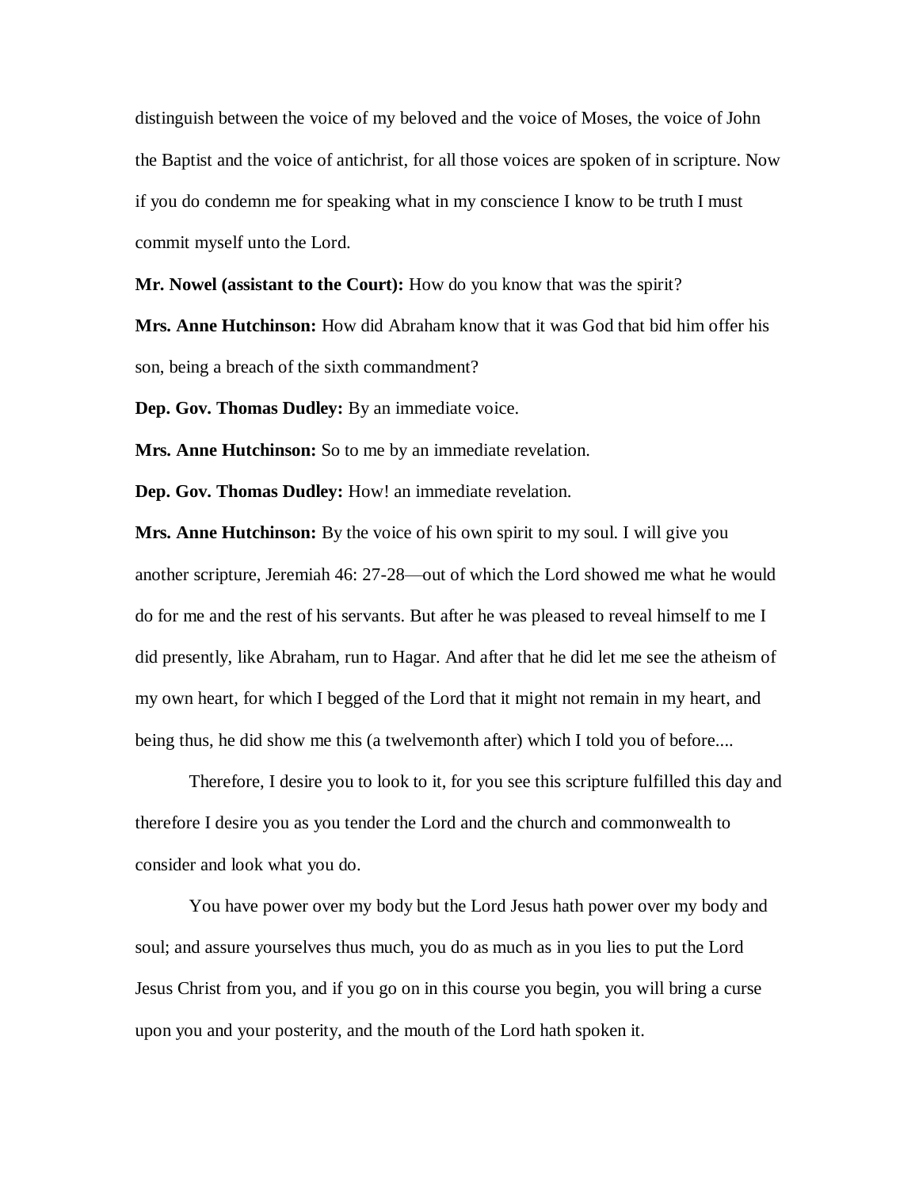distinguish between the voice of my beloved and the voice of Moses, the voice of John the Baptist and the voice of antichrist, for all those voices are spoken of in scripture. Now if you do condemn me for speaking what in my conscience I know to be truth I must commit myself unto the Lord.

**Mr. Nowel (assistant to the Court):** How do you know that was the spirit?

**Mrs. Anne Hutchinson:** How did Abraham know that it was God that bid him offer his son, being a breach of the sixth commandment?

**Dep. Gov. Thomas Dudley:** By an immediate voice.

**Mrs. Anne Hutchinson:** So to me by an immediate revelation.

**Dep. Gov. Thomas Dudley:** How! an immediate revelation.

**Mrs. Anne Hutchinson:** By the voice of his own spirit to my soul. I will give you another scripture, Jeremiah 46: 27-28—out of which the Lord showed me what he would do for me and the rest of his servants. But after he was pleased to reveal himself to me I did presently, like Abraham, run to Hagar. And after that he did let me see the atheism of my own heart, for which I begged of the Lord that it might not remain in my heart, and being thus, he did show me this (a twelvemonth after) which I told you of before....

Therefore, I desire you to look to it, for you see this scripture fulfilled this day and therefore I desire you as you tender the Lord and the church and commonwealth to consider and look what you do.

You have power over my body but the Lord Jesus hath power over my body and soul; and assure yourselves thus much, you do as much as in you lies to put the Lord Jesus Christ from you, and if you go on in this course you begin, you will bring a curse upon you and your posterity, and the mouth of the Lord hath spoken it.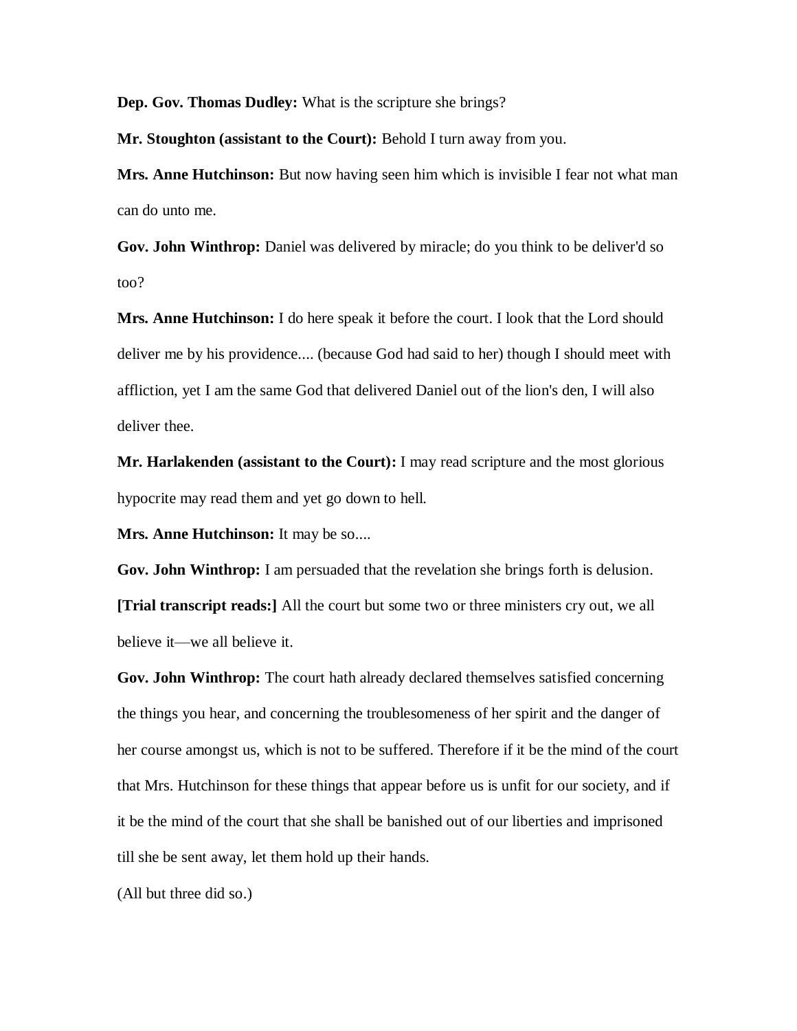**Dep. Gov. Thomas Dudley:** What is the scripture she brings?

**Mr. Stoughton (assistant to the Court):** Behold I turn away from you.

**Mrs. Anne Hutchinson:** But now having seen him which is invisible I fear not what man can do unto me.

**Gov. John Winthrop:** Daniel was delivered by miracle; do you think to be deliver'd so too?

**Mrs. Anne Hutchinson:** I do here speak it before the court. I look that the Lord should deliver me by his providence.... (because God had said to her) though I should meet with affliction, yet I am the same God that delivered Daniel out of the lion's den, I will also deliver thee.

**Mr. Harlakenden (assistant to the Court):** I may read scripture and the most glorious hypocrite may read them and yet go down to hell.

**Mrs. Anne Hutchinson:** It may be so....

**Gov. John Winthrop:** I am persuaded that the revelation she brings forth is delusion.

**[Trial transcript reads:]** All the court but some two or three ministers cry out, we all believe it—we all believe it.

**Gov. John Winthrop:** The court hath already declared themselves satisfied concerning the things you hear, and concerning the troublesomeness of her spirit and the danger of her course amongst us, which is not to be suffered. Therefore if it be the mind of the court that Mrs. Hutchinson for these things that appear before us is unfit for our society, and if it be the mind of the court that she shall be banished out of our liberties and imprisoned till she be sent away, let them hold up their hands.

(All but three did so.)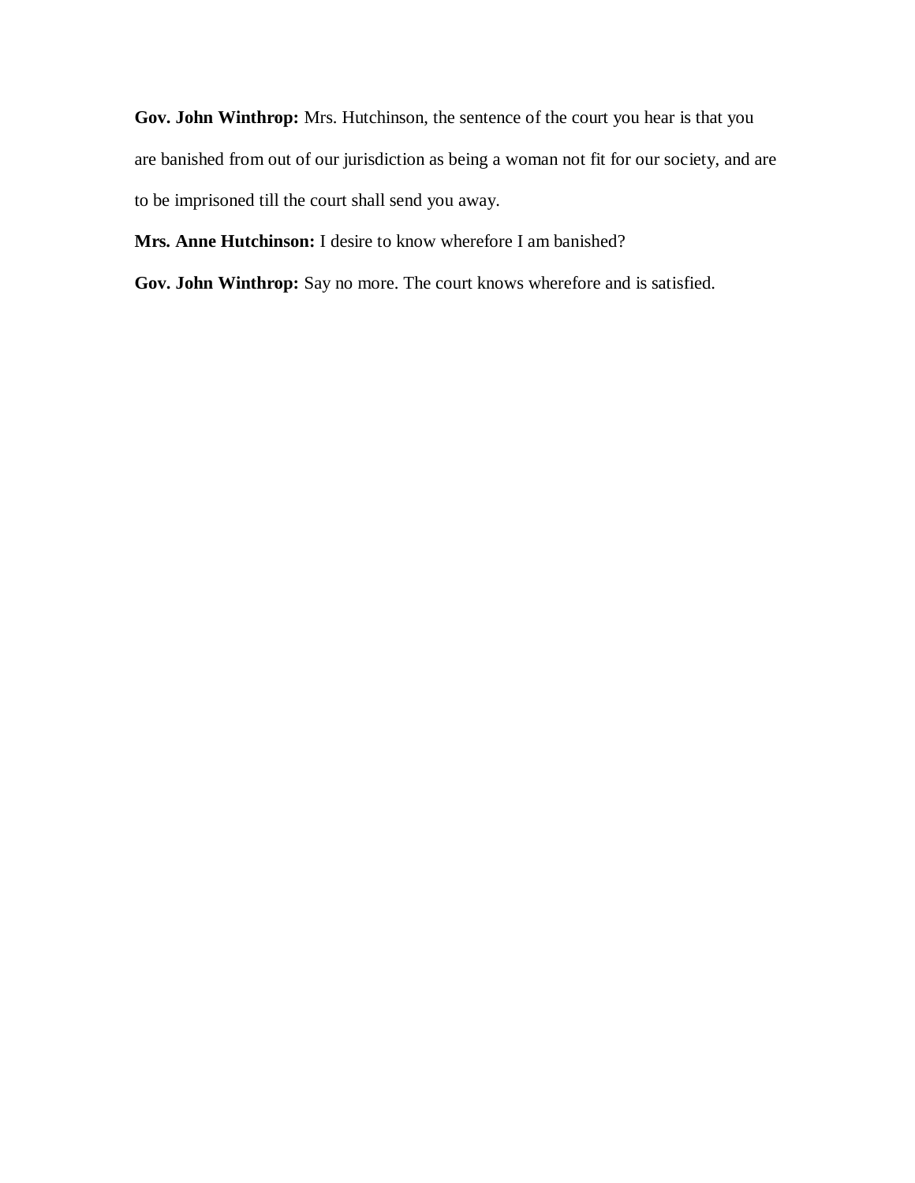**Gov. John Winthrop:** Mrs. Hutchinson, the sentence of the court you hear is that you are banished from out of our jurisdiction as being a woman not fit for our society, and are to be imprisoned till the court shall send you away.

**Mrs. Anne Hutchinson:** I desire to know wherefore I am banished?

**Gov. John Winthrop:** Say no more. The court knows wherefore and is satisfied.